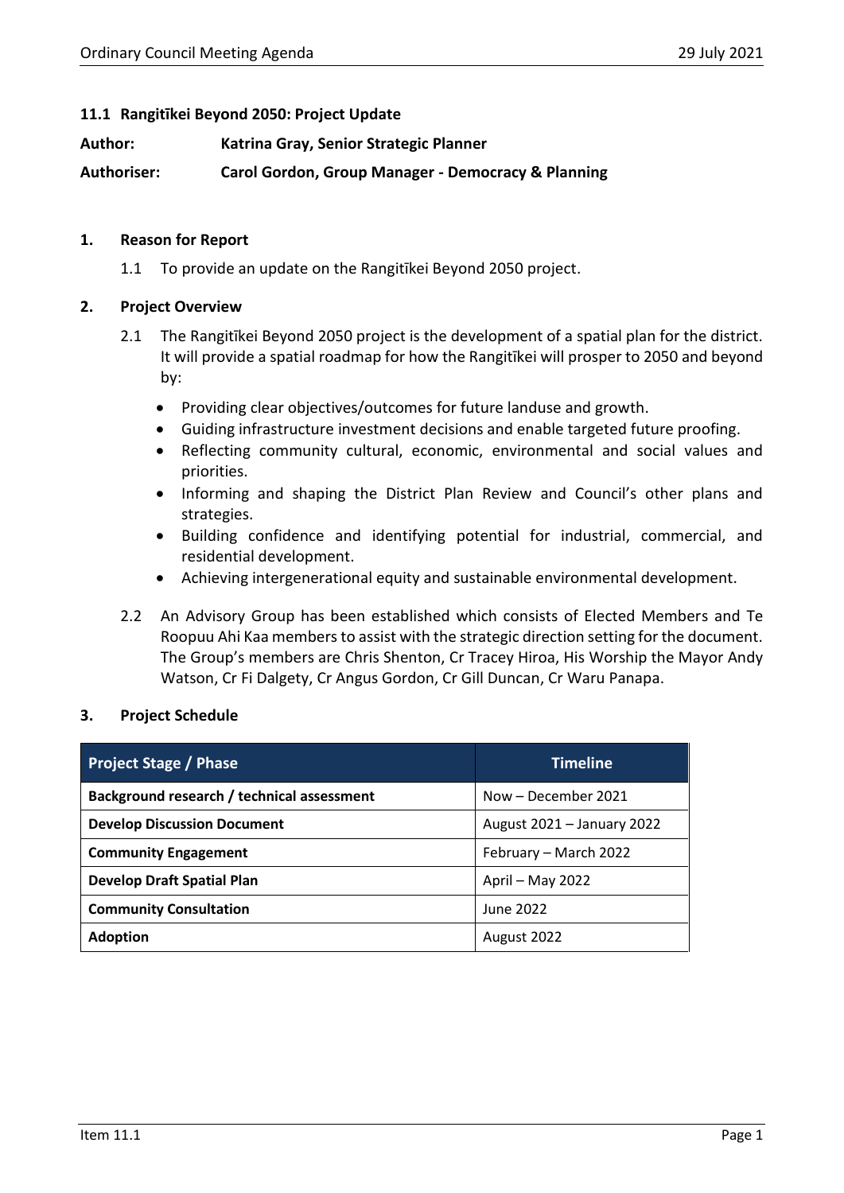### 11.1 Rangitīkei Beyond 2050: Project Update

**Author:** Katrina Gray, Senior Strategic Planner

**Authoriser:** Carol Gordon, Group Manager - Democracy & Planning

## 1. Reason for Report

1.1 To provide an update on the Rangitīkei Beyond 2050 project.

## 2. Project Overview

2.1 The Rangitīkei Beyond 2050 project is the development of a spatial plan for the district. It will provide a spatial roadmap for how the Rangitīkei will prosper to 2050 and beyond by:

- Providing clear objectives/outcomes for future landuse and growth.
- Guiding infrastructure investment decisions and enable targeted future proofing.
- Reflecting community cultural, economic, environmental and social values and priorities.
- Informing and shaping the District Plan Review and Council's other plans and strategies.
- Building confidence and identifying potential for industrial, commercial, and residential development.
- Achieving intergenerational equity and sustainable environmental development.

2.2 An Advisory Group has been established which consists of Elected Members and Te Roopuu Ahi Kaa members to assist with the strategic direction setting for the document. The Group's members are Chris Shenton, Cr Tracey Hiroa, His Worship the Mayor Andy Watson, Cr Fi Dalgety, Cr Angus Gordon, Cr Gill Duncan, Cr Waru Panapa.

## 3. Project Schedule

| Project Stage / Phase | Timeline |
|---|---|
| **Background research / technical assessment** | Now – December 2021 |
| **Develop Discussion Document** | August 2021 – January 2022 |
| **Community Engagement** | February – March 2022 |
| **Develop Draft Spatial Plan** | April – May 2022 |
| **Community Consultation** | June 2022 |
| **Adoption** | August 2022 |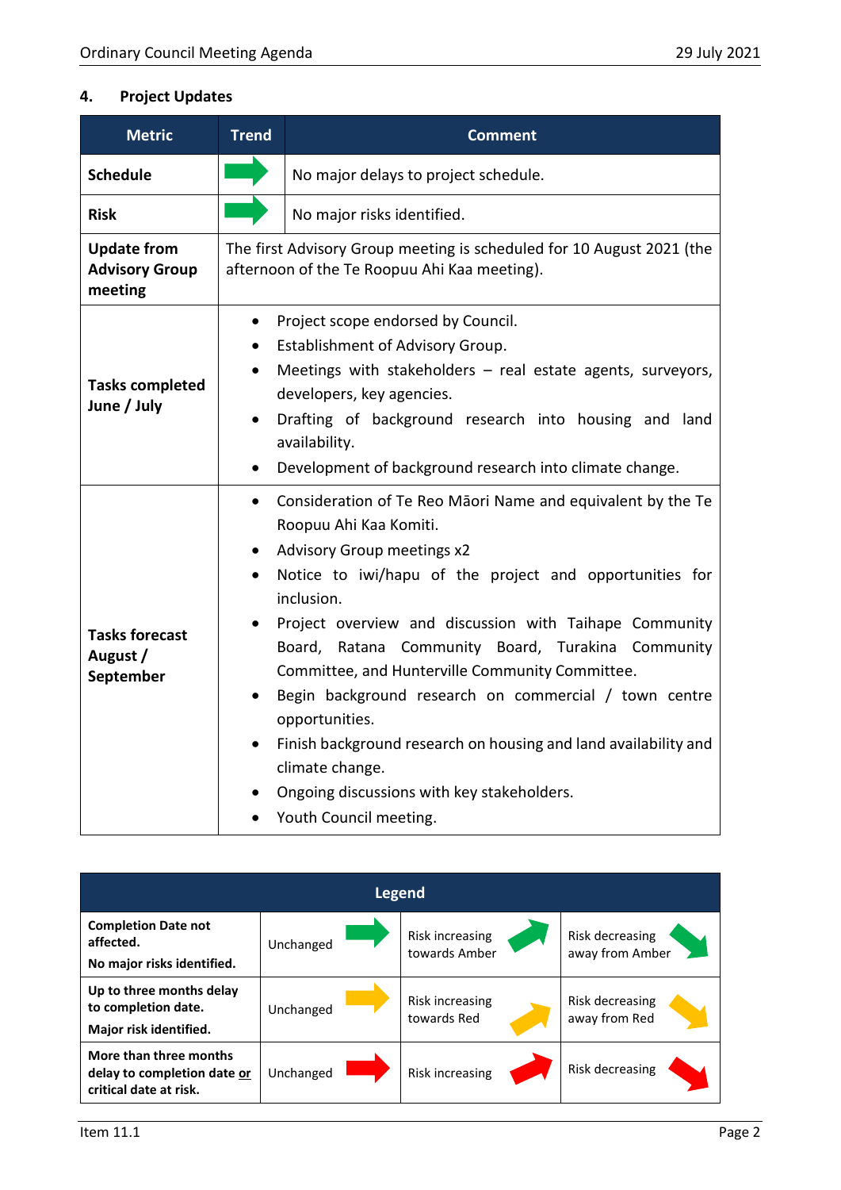## 4. Project Updates

| Metric | Trend | Comment |
|---|---|---|
| **Schedule** | ➡ (green) | No major delays to project schedule. |
| **Risk** | ➡ (green) | No major risks identified. |
| **Update from Advisory Group meeting** | The first Advisory Group meeting is scheduled for 10 August 2021 (the afternoon of the Te Roopuu Ahi Kaa meeting). | |
| **Tasks completed June / July** | • Project scope endorsed by Council.<br>• Establishment of Advisory Group.<br>• Meetings with stakeholders – real estate agents, surveyors, developers, key agencies.<br>• Drafting of background research into housing and land availability.<br>• Development of background research into climate change. | |
| **Tasks forecast August / September** | • Consideration of Te Reo Māori Name and equivalent by the Te Roopuu Ahi Kaa Komiti.<br>• Advisory Group meetings x2<br>• Notice to iwi/hapu of the project and opportunities for inclusion.<br>• Project overview and discussion with Taihape Community Board, Ratana Community Board, Turakina Community Committee, and Hunterville Community Committee.<br>• Begin background research on commercial / town centre opportunities.<br>• Finish background research on housing and land availability and climate change.<br>• Ongoing discussions with key stakeholders.<br>• Youth Council meeting. | |

| Legend | | | |
|---|---|---|---|
| **Completion Date not affected.**<br>**No major risks identified.** | Unchanged ➡ (green) | Risk increasing towards Amber ↗ (green) | Risk decreasing away from Amber ↘ (green) |
| **Up to three months delay to completion date.**<br>**Major risk identified.** | Unchanged ➡ (amber) | Risk increasing towards Red ↗ (amber) | Risk decreasing away from Red ↘ (amber) |
| **More than three months delay to completion date <u>or</u> critical date at risk.** | Unchanged ➡ (red) | Risk increasing ↗ (red) | Risk decreasing ↘ (red) |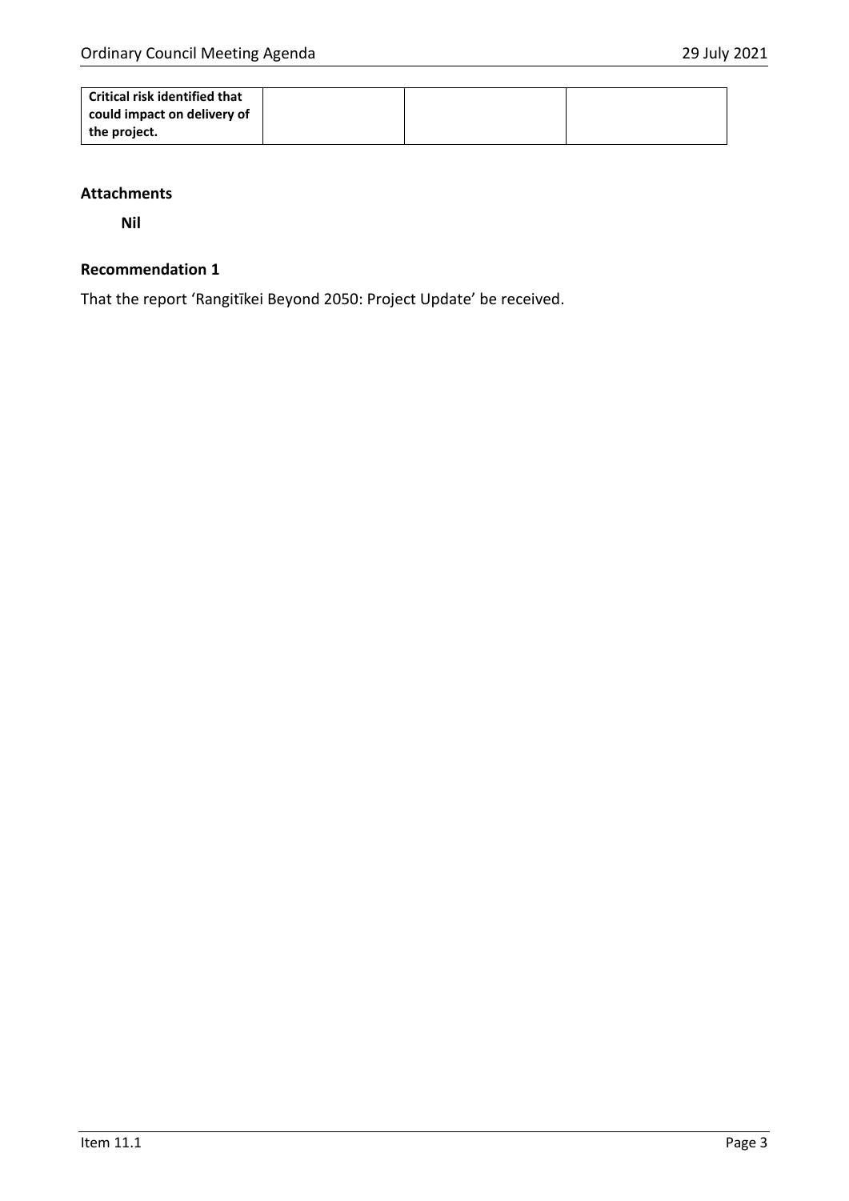| | | | |
|---|---|---|---|
| **Critical risk identified that could impact on delivery of the project.** | | | |

## Attachments

**Nil**

## Recommendation 1

That the report 'Rangitīkei Beyond 2050: Project Update' be received.